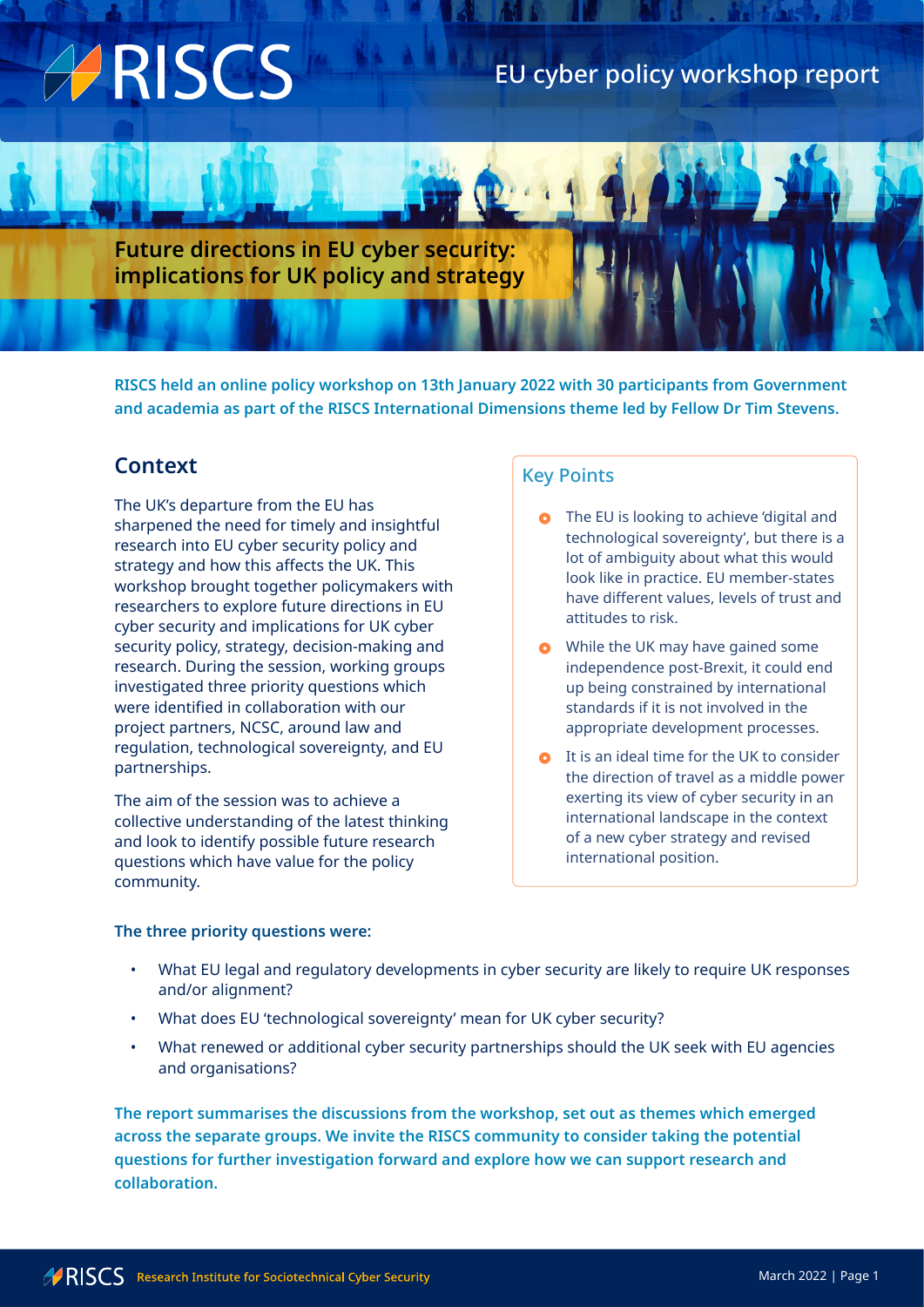# EU cyber policy workshop report

## Future directions in EU cyber security: implications for UK policy and strategy

**RISCS held an online policy workshop on 13th January 2022 with 30 participants from Government and academia as part of the RISCS International Dimensions theme led by Fellow Dr Tim Stevens.**

## Context

The UK's departure from the EU has sharpened the need for timely and insightful research into EU cyber security policy and strategy and how this affects the UK. This workshop brought together policymakers with researchers to explore future directions in EU cyber security and implications for UK cyber security policy, strategy, decision-making and research. During the session, working groups investigated three priority questions which were identified in collaboration with our project partners, NCSC, around law and regulation, technological sovereignty, and EU partnerships.

The aim of the session was to achieve a collective understanding of the latest thinking and look to identify possible future research questions which have value for the policy community.

### Key Points

- The EU is looking to achieve 'digital and technological sovereignty', but there is a lot of ambiguity about what this would look like in practice. EU member-states have different values, levels of trust and attitudes to risk.
- While the UK may have gained some independence post-Brexit, it could end up being constrained by international standards if it is not involved in the appropriate development processes.
- It is an ideal time for the UK to consider the direction of travel as a middle power exerting its view of cyber security in an international landscape in the context of a new cyber strategy and revised international position.

**The three priority questions were:**

- What EU legal and regulatory developments in cyber security are likely to require UK responses and/or alignment?
- What does EU 'technological sovereignty' mean for UK cyber security?
- What renewed or additional cyber security partnerships should the UK seek with EU agencies and organisations?

**The report summarises the discussions from the workshop, set out as themes which emerged across the separate groups. We invite the RISCS community to consider taking the potential questions for further investigation forward and explore how we can support research and collaboration.**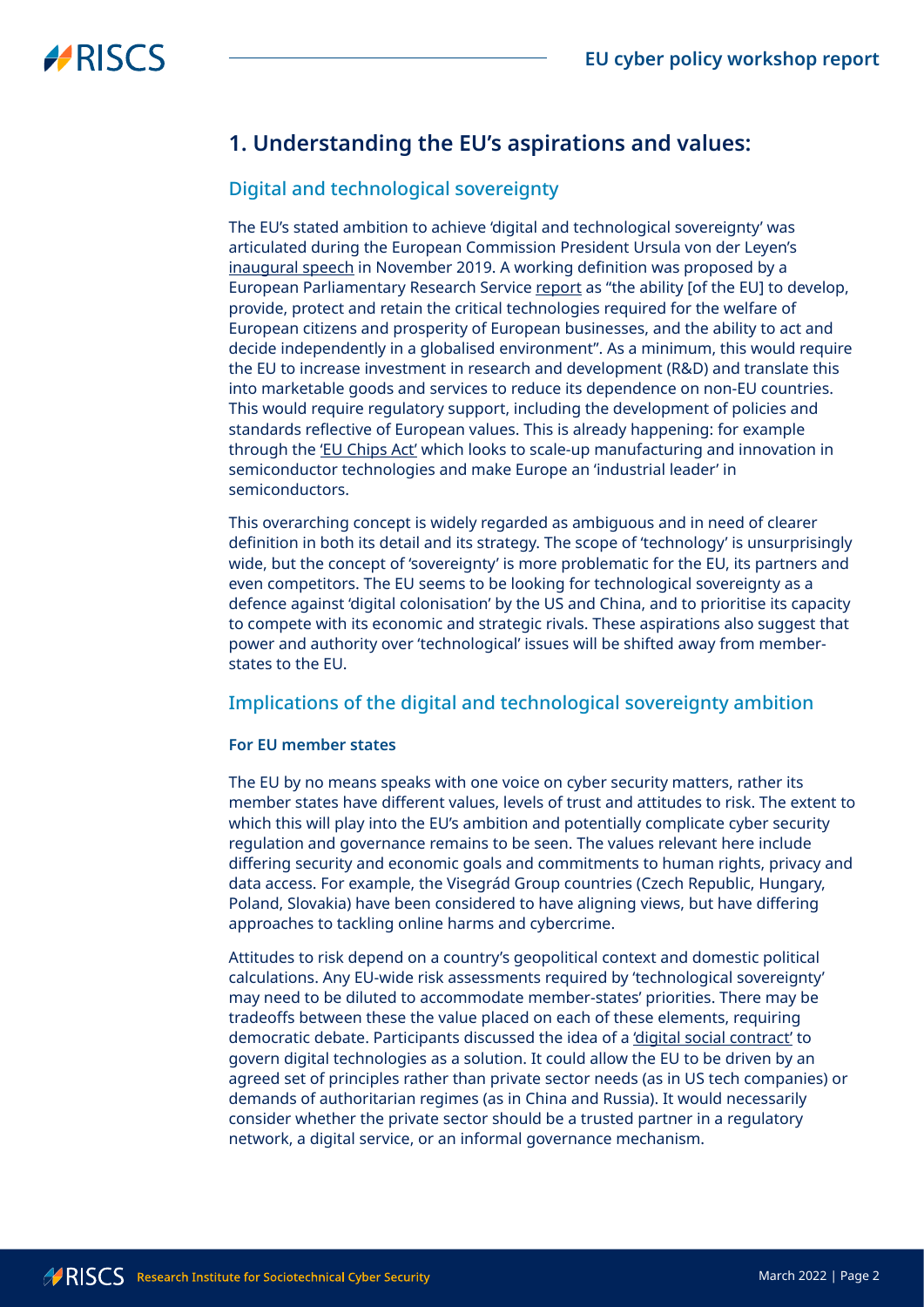## 1. Understanding the EU's aspirations and values:

### Digital and technological sovereignty

The EU's stated ambition to achieve 'digital and technological sovereignty' was articulated during the European Commission President Ursula von der Leyen's inaugural speech in November 2019. A working definition was proposed by a European Parliamentary Research Service report as "the ability [of the EU] to develop, provide, protect and retain the critical technologies required for the welfare of European citizens and prosperity of European businesses, and the ability to act and decide independently in a globalised environment". As a minimum, this would require the EU to increase investment in research and development (R&D) and translate this into marketable goods and services to reduce its dependence on non-EU countries. This would require regulatory support, including the development of policies and standards reflective of European values. This is already happening: for example through the 'EU Chips Act' which looks to scale-up manufacturing and innovation in semiconductor technologies and make Europe an 'industrial leader' in semiconductors.

This overarching concept is widely regarded as ambiguous and in need of clearer definition in both its detail and its strategy. The scope of 'technology' is unsurprisingly wide, but the concept of 'sovereignty' is more problematic for the EU, its partners and even competitors. The EU seems to be looking for technological sovereignty as a defence against 'digital colonisation' by the US and China, and to prioritise its capacity to compete with its economic and strategic rivals. These aspirations also suggest that power and authority over 'technological' issues will be shifted away from member-states to the EU.

### Implications of the digital and technological sovereignty ambition

#### For EU member states

The EU by no means speaks with one voice on cyber security matters, rather its member states have different values, levels of trust and attitudes to risk. The extent to which this will play into the EU's ambition and potentially complicate cyber security regulation and governance remains to be seen. The values relevant here include differing security and economic goals and commitments to human rights, privacy and data access. For example, the Visegrád Group countries (Czech Republic, Hungary, Poland, Slovakia) have been considered to have aligning views, but have differing approaches to tackling online harms and cybercrime.

Attitudes to risk depend on a country's geopolitical context and domestic political calculations. Any EU-wide risk assessments required by 'technological sovereignty' may need to be diluted to accommodate member-states' priorities. There may be tradeoffs between these the value placed on each of these elements, requiring democratic debate. Participants discussed the idea of a 'digital social contract' to govern digital technologies as a solution. It could allow the EU to be driven by an agreed set of principles rather than private sector needs (as in US tech companies) or demands of authoritarian regimes (as in China and Russia). It would necessarily consider whether the private sector should be a trusted partner in a regulatory network, a digital service, or an informal governance mechanism.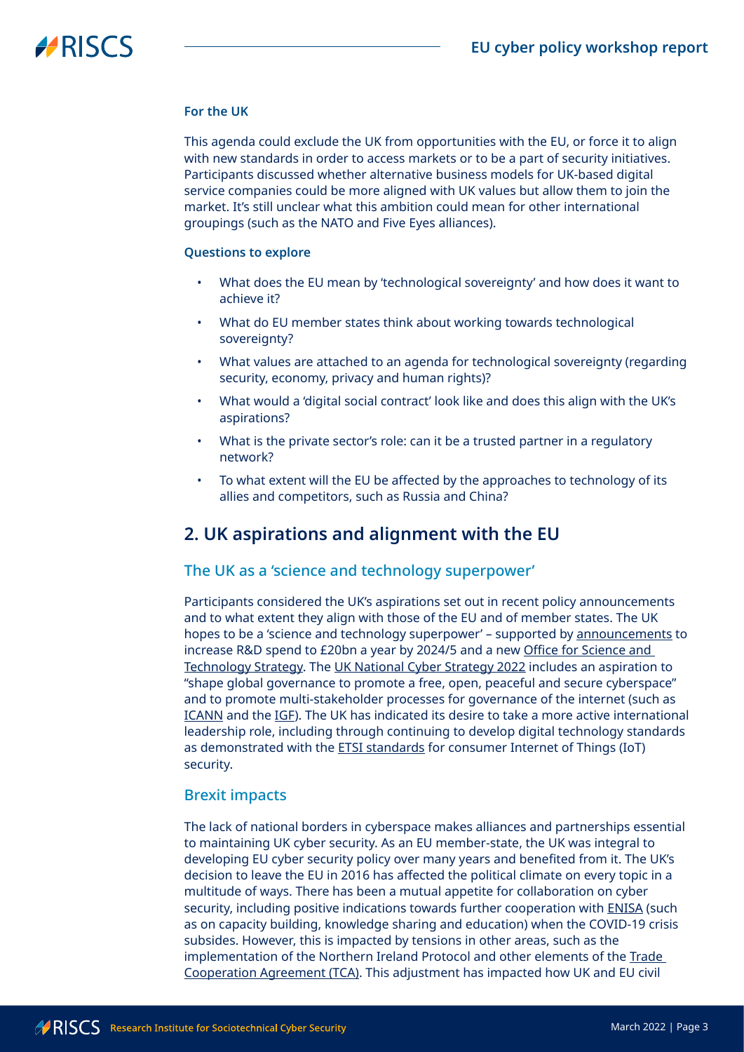**For the UK**

This agenda could exclude the UK from opportunities with the EU, or force it to align with new standards in order to access markets or to be a part of security initiatives. Participants discussed whether alternative business models for UK-based digital service companies could be more aligned with UK values but allow them to join the market. It's still unclear what this ambition could mean for other international groupings (such as the NATO and Five Eyes alliances).

**Questions to explore**

- What does the EU mean by 'technological sovereignty' and how does it want to achieve it?
- What do EU member states think about working towards technological sovereignty?
- What values are attached to an agenda for technological sovereignty (regarding security, economy, privacy and human rights)?
- What would a 'digital social contract' look like and does this align with the UK's aspirations?
- What is the private sector's role: can it be a trusted partner in a regulatory network?
- To what extent will the EU be affected by the approaches to technology of its allies and competitors, such as Russia and China?

## 2. UK aspirations and alignment with the EU

### The UK as a 'science and technology superpower'

Participants considered the UK's aspirations set out in recent policy announcements and to what extent they align with those of the EU and of member states. The UK hopes to be a 'science and technology superpower' – supported by announcements to increase R&D spend to £20bn a year by 2024/5 and a new Office for Science and Technology Strategy. The UK National Cyber Strategy 2022 includes an aspiration to "shape global governance to promote a free, open, peaceful and secure cyberspace" and to promote multi-stakeholder processes for governance of the internet (such as ICANN and the IGF). The UK has indicated its desire to take a more active international leadership role, including through continuing to develop digital technology standards as demonstrated with the ETSI standards for consumer Internet of Things (IoT) security.

### Brexit impacts

The lack of national borders in cyberspace makes alliances and partnerships essential to maintaining UK cyber security. As an EU member-state, the UK was integral to developing EU cyber security policy over many years and benefited from it. The UK's decision to leave the EU in 2016 has affected the political climate on every topic in a multitude of ways. There has been a mutual appetite for collaboration on cyber security, including positive indications towards further cooperation with ENISA (such as on capacity building, knowledge sharing and education) when the COVID-19 crisis subsides. However, this is impacted by tensions in other areas, such as the implementation of the Northern Ireland Protocol and other elements of the Trade Cooperation Agreement (TCA). This adjustment has impacted how UK and EU civil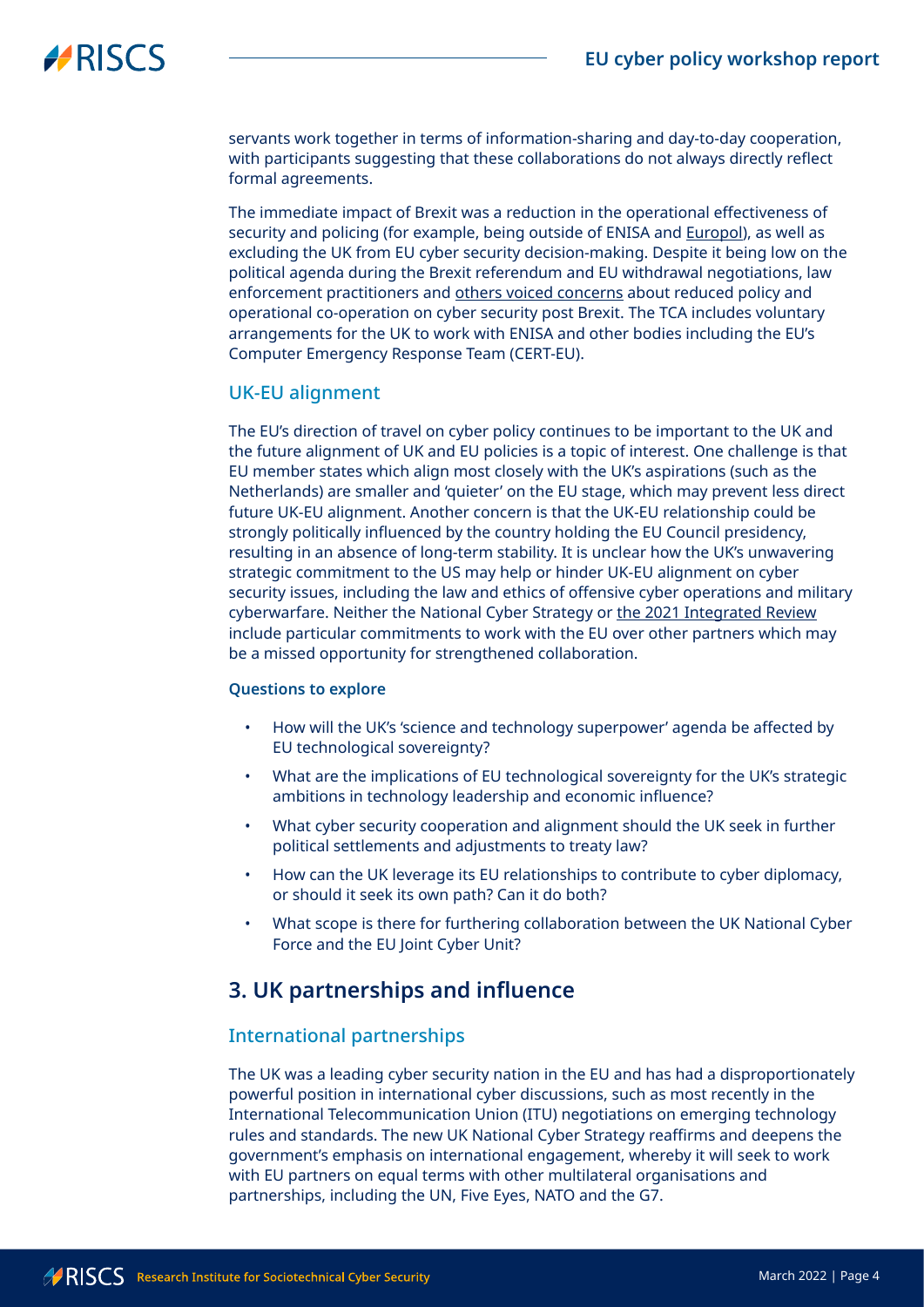servants work together in terms of information-sharing and day-to-day cooperation, with participants suggesting that these collaborations do not always directly reflect formal agreements.

The immediate impact of Brexit was a reduction in the operational effectiveness of security and policing (for example, being outside of ENISA and Europol), as well as excluding the UK from EU cyber security decision-making. Despite it being low on the political agenda during the Brexit referendum and EU withdrawal negotiations, law enforcement practitioners and others voiced concerns about reduced policy and operational co-operation on cyber security post Brexit. The TCA includes voluntary arrangements for the UK to work with ENISA and other bodies including the EU's Computer Emergency Response Team (CERT-EU).

### UK-EU alignment

The EU's direction of travel on cyber policy continues to be important to the UK and the future alignment of UK and EU policies is a topic of interest. One challenge is that EU member states which align most closely with the UK's aspirations (such as the Netherlands) are smaller and 'quieter' on the EU stage, which may prevent less direct future UK-EU alignment. Another concern is that the UK-EU relationship could be strongly politically influenced by the country holding the EU Council presidency, resulting in an absence of long-term stability. It is unclear how the UK's unwavering strategic commitment to the US may help or hinder UK-EU alignment on cyber security issues, including the law and ethics of offensive cyber operations and military cyberwarfare. Neither the National Cyber Strategy or the 2021 Integrated Review include particular commitments to work with the EU over other partners which may be a missed opportunity for strengthened collaboration.

**Questions to explore**

- How will the UK's 'science and technology superpower' agenda be affected by EU technological sovereignty?
- What are the implications of EU technological sovereignty for the UK's strategic ambitions in technology leadership and economic influence?
- What cyber security cooperation and alignment should the UK seek in further political settlements and adjustments to treaty law?
- How can the UK leverage its EU relationships to contribute to cyber diplomacy, or should it seek its own path? Can it do both?
- What scope is there for furthering collaboration between the UK National Cyber Force and the EU Joint Cyber Unit?

## 3. UK partnerships and influence

### International partnerships

The UK was a leading cyber security nation in the EU and has had a disproportionately powerful position in international cyber discussions, such as most recently in the International Telecommunication Union (ITU) negotiations on emerging technology rules and standards. The new UK National Cyber Strategy reaffirms and deepens the government's emphasis on international engagement, whereby it will seek to work with EU partners on equal terms with other multilateral organisations and partnerships, including the UN, Five Eyes, NATO and the G7.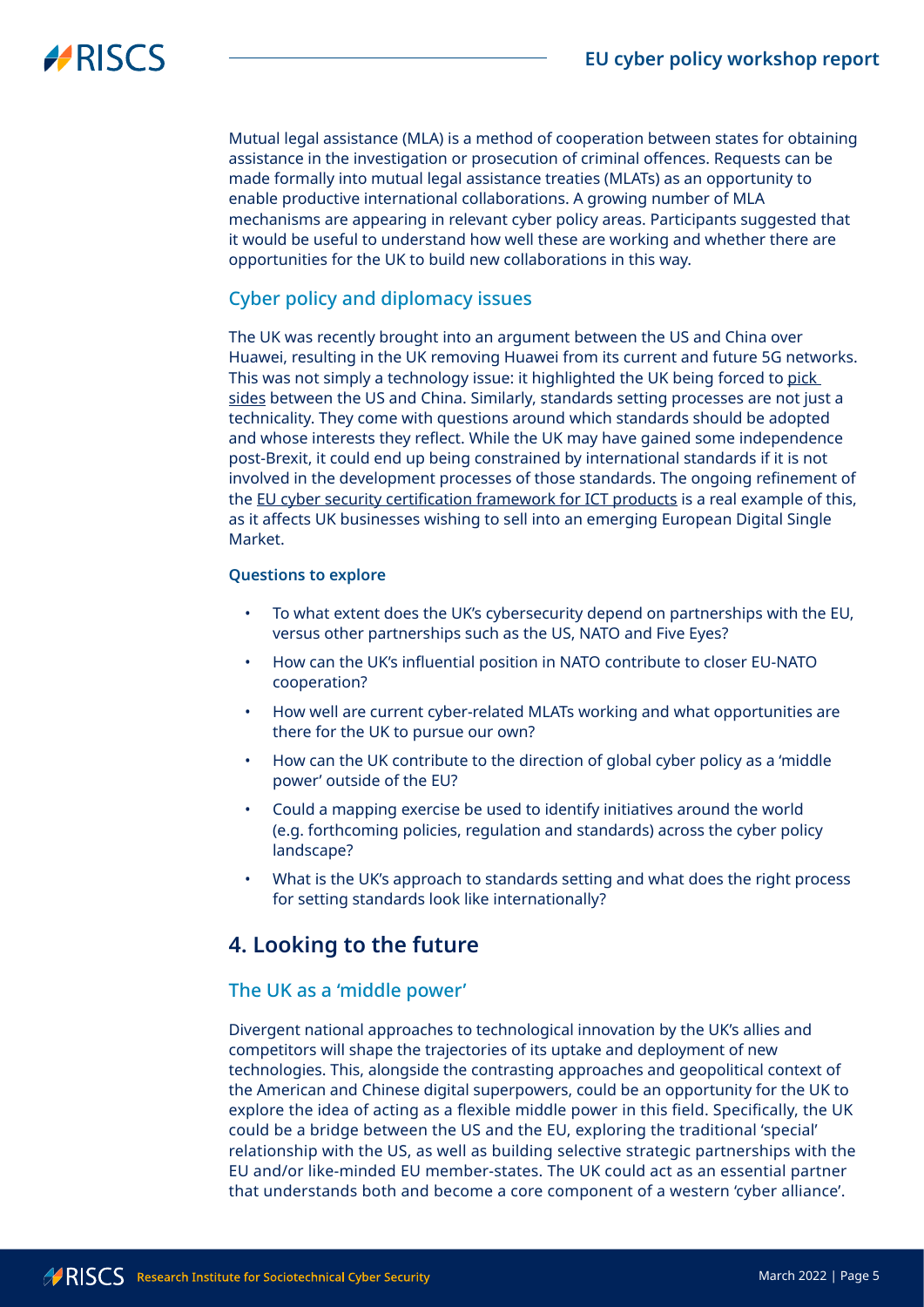Mutual legal assistance (MLA) is a method of cooperation between states for obtaining assistance in the investigation or prosecution of criminal offences. Requests can be made formally into mutual legal assistance treaties (MLATs) as an opportunity to enable productive international collaborations. A growing number of MLA mechanisms are appearing in relevant cyber policy areas. Participants suggested that it would be useful to understand how well these are working and whether there are opportunities for the UK to build new collaborations in this way.

### Cyber policy and diplomacy issues

The UK was recently brought into an argument between the US and China over Huawei, resulting in the UK removing Huawei from its current and future 5G networks. This was not simply a technology issue: it highlighted the UK being forced to pick sides between the US and China. Similarly, standards setting processes are not just a technicality. They come with questions around which standards should be adopted and whose interests they reflect. While the UK may have gained some independence post-Brexit, it could end up being constrained by international standards if it is not involved in the development processes of those standards. The ongoing refinement of the EU cyber security certification framework for ICT products is a real example of this, as it affects UK businesses wishing to sell into an emerging European Digital Single Market.

**Questions to explore**

- To what extent does the UK's cybersecurity depend on partnerships with the EU, versus other partnerships such as the US, NATO and Five Eyes?
- How can the UK's influential position in NATO contribute to closer EU-NATO cooperation?
- How well are current cyber-related MLATs working and what opportunities are there for the UK to pursue our own?
- How can the UK contribute to the direction of global cyber policy as a 'middle power' outside of the EU?
- Could a mapping exercise be used to identify initiatives around the world (e.g. forthcoming policies, regulation and standards) across the cyber policy landscape?
- What is the UK's approach to standards setting and what does the right process for setting standards look like internationally?

## 4. Looking to the future

### The UK as a 'middle power'

Divergent national approaches to technological innovation by the UK's allies and competitors will shape the trajectories of its uptake and deployment of new technologies. This, alongside the contrasting approaches and geopolitical context of the American and Chinese digital superpowers, could be an opportunity for the UK to explore the idea of acting as a flexible middle power in this field. Specifically, the UK could be a bridge between the US and the EU, exploring the traditional 'special' relationship with the US, as well as building selective strategic partnerships with the EU and/or like-minded EU member-states. The UK could act as an essential partner that understands both and become a core component of a western 'cyber alliance'.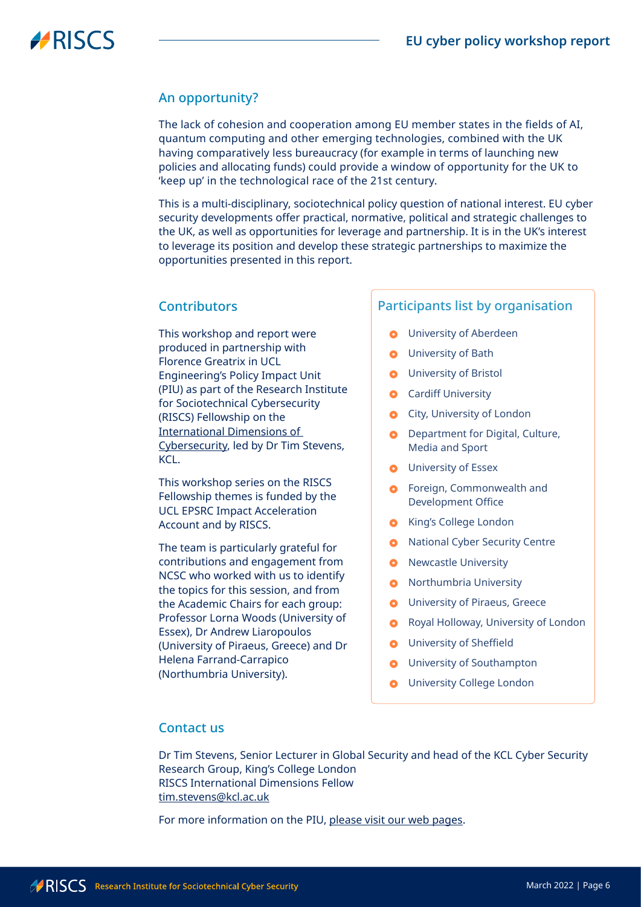## An opportunity?

The lack of cohesion and cooperation among EU member states in the fields of AI, quantum computing and other emerging technologies, combined with the UK having comparatively less bureaucracy (for example in terms of launching new policies and allocating funds) could provide a window of opportunity for the UK to 'keep up' in the technological race of the 21st century.

This is a multi-disciplinary, sociotechnical policy question of national interest. EU cyber security developments offer practical, normative, political and strategic challenges to the UK, as well as opportunities for leverage and partnership. It is in the UK's interest to leverage its position and develop these strategic partnerships to maximize the opportunities presented in this report.

## Contributors

This workshop and report were produced in partnership with Florence Greatrix in UCL Engineering's Policy Impact Unit (PIU) as part of the Research Institute for Sociotechnical Cybersecurity (RISCS) Fellowship on the International Dimensions of Cybersecurity, led by Dr Tim Stevens, KCL.

This workshop series on the RISCS Fellowship themes is funded by the UCL EPSRC Impact Acceleration Account and by RISCS.

The team is particularly grateful for contributions and engagement from NCSC who worked with us to identify the topics for this session, and from the Academic Chairs for each group: Professor Lorna Woods (University of Essex), Dr Andrew Liaropoulos (University of Piraeus, Greece) and Dr Helena Farrand-Carrapico (Northumbria University).

## Participants list by organisation

- University of Aberdeen
- University of Bath
- University of Bristol
- Cardiff University
- City, University of London
- Department for Digital, Culture, Media and Sport
- University of Essex
- Foreign, Commonwealth and Development Office
- King's College London
- National Cyber Security Centre
- Newcastle University
- Northumbria University
- University of Piraeus, Greece
- Royal Holloway, University of London
- University of Sheffield
- University of Southampton
- University College London

## Contact us

Dr Tim Stevens, Senior Lecturer in Global Security and head of the KCL Cyber Security Research Group, King's College London
RISCS International Dimensions Fellow
tim.stevens@kcl.ac.uk

For more information on the PIU, please visit our web pages.